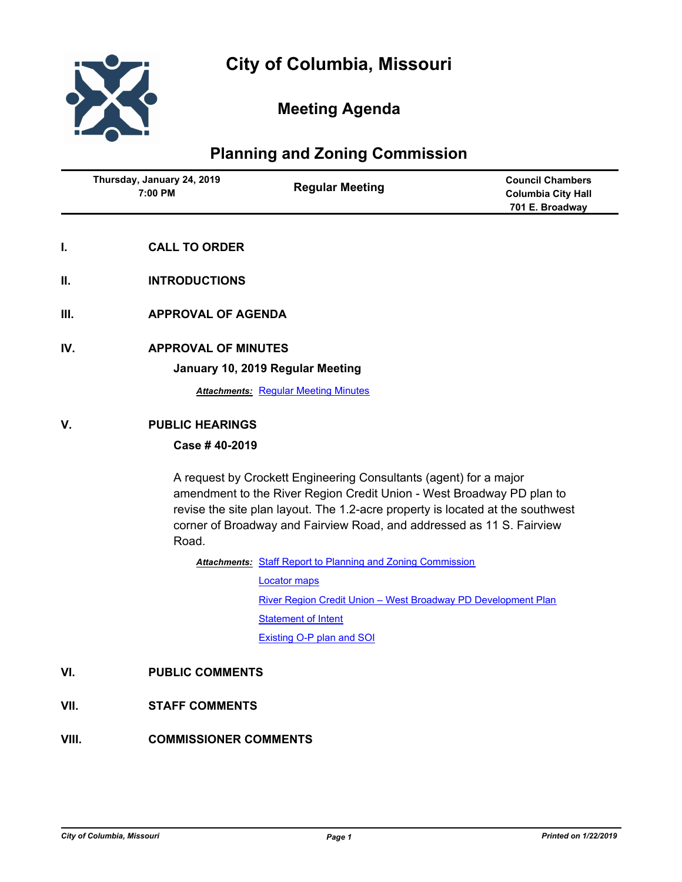# City of Columbia, Missouri

## Meeting Agenda

## Planning and Zoning Commission

| Thursday, January 24, 2019 7:00 PM | Regular Meeting | Council Chambers Columbia City Hall 701 E. Broadway |
|---|---|---|

**I. CALL TO ORDER**

**II. INTRODUCTIONS**

**III. APPROVAL OF AGENDA**

**IV. APPROVAL OF MINUTES**

**January 10, 2019 Regular Meeting**

***Attachments:*** Regular Meeting Minutes

**V. PUBLIC HEARINGS**

**Case # 40-2019**

A request by Crockett Engineering Consultants (agent) for a major amendment to the River Region Credit Union - West Broadway PD plan to revise the site plan layout. The 1.2-acre property is located at the southwest corner of Broadway and Fairview Road, and addressed as 11 S. Fairview Road.

***Attachments:*** Staff Report to Planning and Zoning Commission
Locator maps
River Region Credit Union – West Broadway PD Development Plan
Statement of Intent
Existing O-P plan and SOI

**VI. PUBLIC COMMENTS**

**VII. STAFF COMMENTS**

**VIII. COMMISSIONER COMMENTS**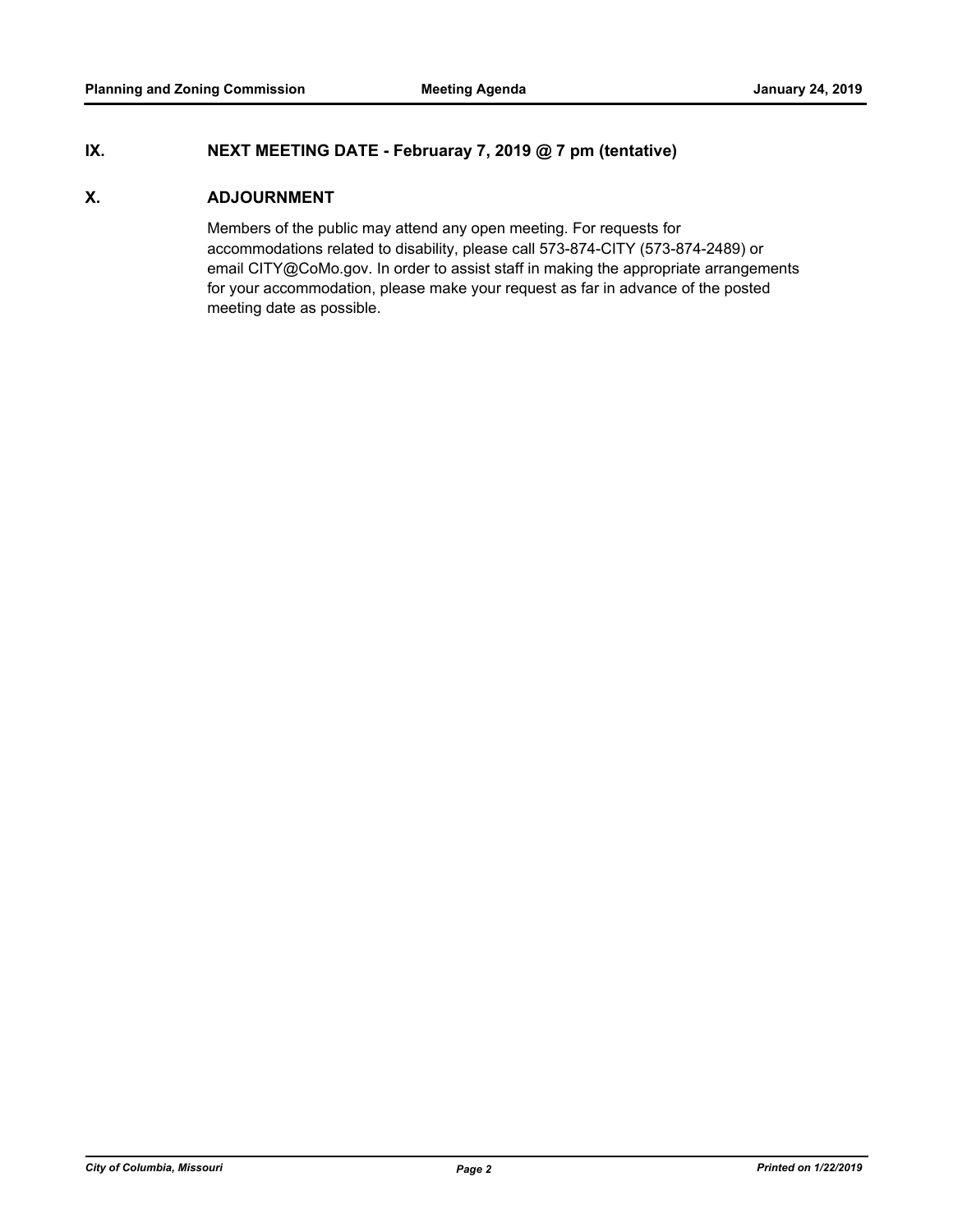## IX. NEXT MEETING DATE - Februaray 7, 2019 @ 7 pm (tentative)

## X. ADJOURNMENT

Members of the public may attend any open meeting. For requests for accommodations related to disability, please call 573-874-CITY (573-874-2489) or email CITY@CoMo.gov. In order to assist staff in making the appropriate arrangements for your accommodation, please make your request as far in advance of the posted meeting date as possible.